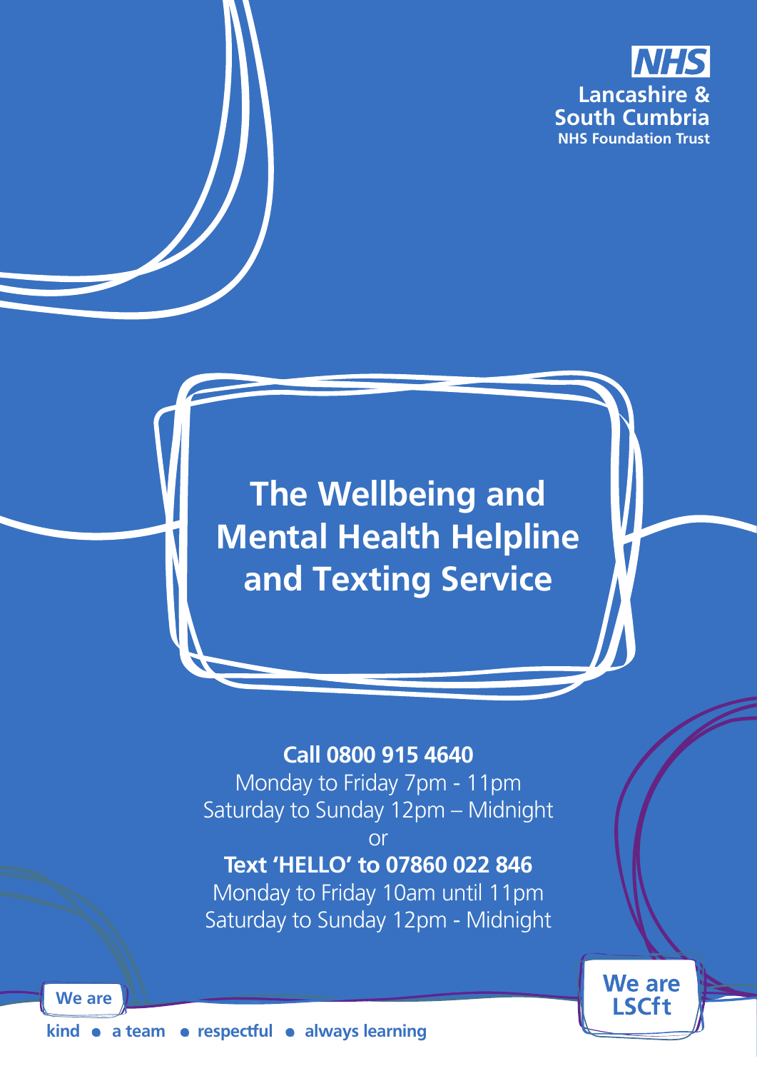NHS
Lancashire & South Cumbria
NHS Foundation Trust

# The Wellbeing and Mental Health Helpline and Texting Service

**Call 0800 915 4640**

Monday to Friday 7pm - 11pm
Saturday to Sunday 12pm – Midnight

or

**Text 'HELLO' to 07860 022 846**

Monday to Friday 10am until 11pm
Saturday to Sunday 12pm - Midnight

**We are**
**kind • a team • respectful • always learning**

**We are LSCft**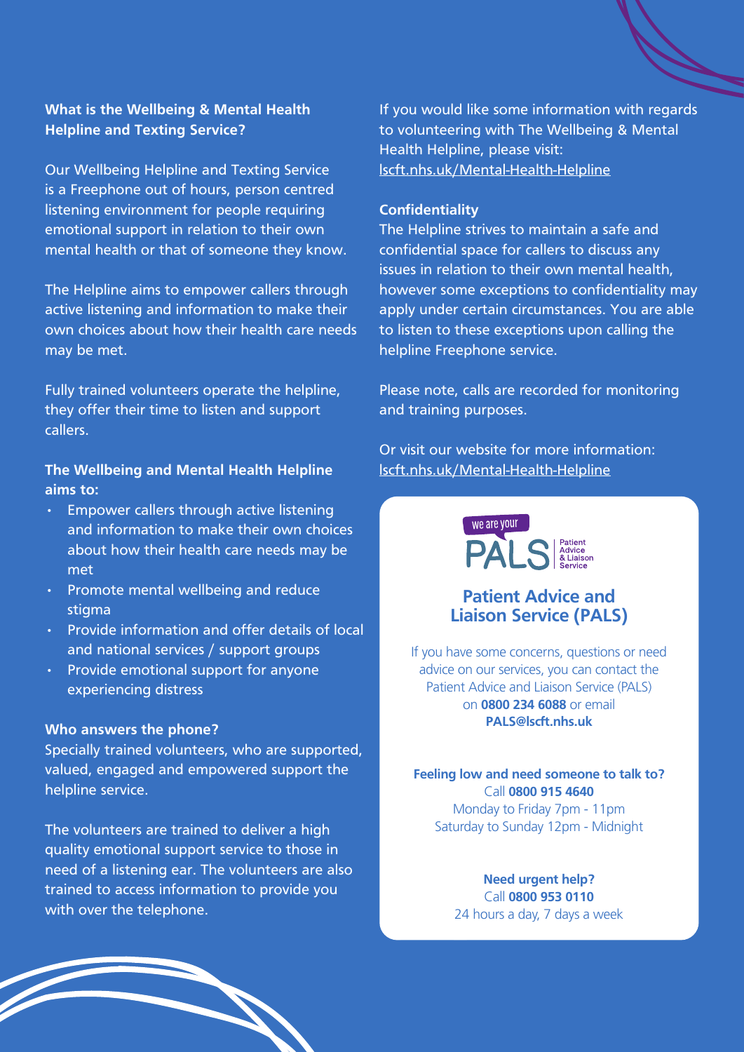## What is the Wellbeing & Mental Health Helpline and Texting Service?

Our Wellbeing Helpline and Texting Service is a Freephone out of hours, person centred listening environment for people requiring emotional support in relation to their own mental health or that of someone they know.

The Helpline aims to empower callers through active listening and information to make their own choices about how their health care needs may be met.

Fully trained volunteers operate the helpline, they offer their time to listen and support callers.

## The Wellbeing and Mental Health Helpline aims to:

- Empower callers through active listening and information to make their own choices about how their health care needs may be met
- Promote mental wellbeing and reduce stigma
- Provide information and offer details of local and national services / support groups
- Provide emotional support for anyone experiencing distress

## Who answers the phone?

Specially trained volunteers, who are supported, valued, engaged and empowered support the helpline service.

The volunteers are trained to deliver a high quality emotional support service to those in need of a listening ear. The volunteers are also trained to access information to provide you with over the telephone.

If you would like some information with regards to volunteering with The Wellbeing & Mental Health Helpline, please visit: lscft.nhs.uk/Mental-Health-Helpline

## Confidentiality

The Helpline strives to maintain a safe and confidential space for callers to discuss any issues in relation to their own mental health, however some exceptions to confidentiality may apply under certain circumstances. You are able to listen to these exceptions upon calling the helpline Freephone service.

Please note, calls are recorded for monitoring and training purposes.

Or visit our website for more information: lscft.nhs.uk/Mental-Health-Helpline

we are your PALS Patient Advice & Liaison Service

## Patient Advice and Liaison Service (PALS)

If you have some concerns, questions or need advice on our services, you can contact the Patient Advice and Liaison Service (PALS) on **0800 234 6088** or email **PALS@lscft.nhs.uk**

**Feeling low and need someone to talk to?**
Call **0800 915 4640**
Monday to Friday 7pm - 11pm
Saturday to Sunday 12pm - Midnight

**Need urgent help?**
Call **0800 953 0110**
24 hours a day, 7 days a week